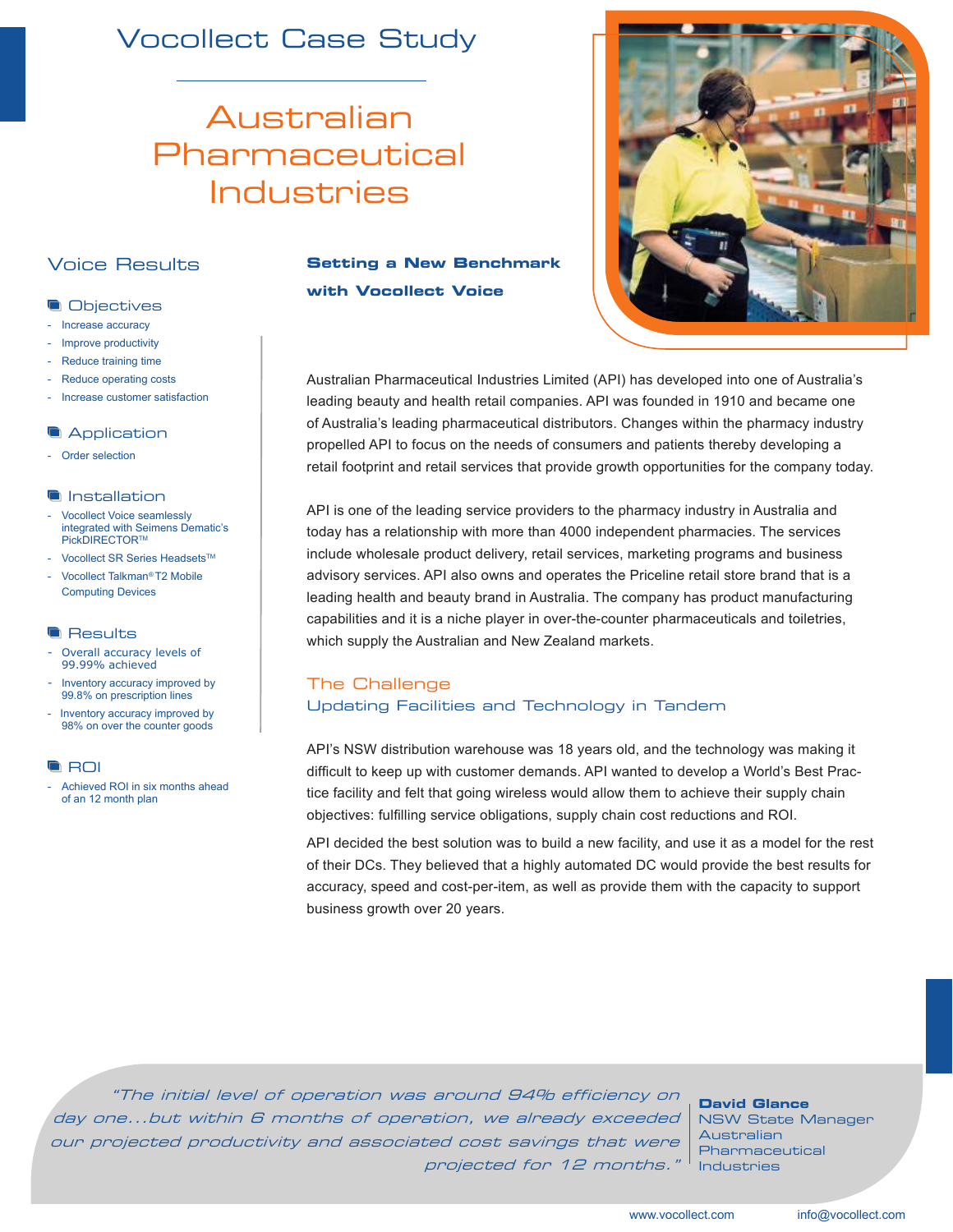# Vocollect Case Study

# Australian Pharmaceutical Industries

## Voice Results

### Objectives

- Increase accuracy
- Improve productivity
- Reduce training time
- Reduce operating costs
- Increase customer satisfaction

### Application

- Order selection

### Installation

- Vocollect Voice seamlessly integrated with Seimens Dematic's PickDIRECTOR™
- Vocollect SR Series Headsets™
- Vocollect Talkman® T2 Mobile Computing Devices

### Results

- Overall accuracy levels of 99.99% achieved
- Inventory accuracy improved by 99.8% on prescription lines
- Inventory accuracy improved by 98% on over the counter goods

### ROI

- Achieved ROI in six months ahead of an 12 month plan

## Setting a New Benchmark with Vocollect Voice

Australian Pharmaceutical Industries Limited (API) has developed into one of Australia's leading beauty and health retail companies. API was founded in 1910 and became one of Australia's leading pharmaceutical distributors. Changes within the pharmacy industry propelled API to focus on the needs of consumers and patients thereby developing a retail footprint and retail services that provide growth opportunities for the company today.

API is one of the leading service providers to the pharmacy industry in Australia and today has a relationship with more than 4000 independent pharmacies. The services include wholesale product delivery, retail services, marketing programs and business advisory services. API also owns and operates the Priceline retail store brand that is a leading health and beauty brand in Australia. The company has product manufacturing capabilities and it is a niche player in over-the-counter pharmaceuticals and toiletries, which supply the Australian and New Zealand markets.

## The Challenge

### Updating Facilities and Technology in Tandem

API's NSW distribution warehouse was 18 years old, and the technology was making it difficult to keep up with customer demands. API wanted to develop a World's Best Practice facility and felt that going wireless would allow them to achieve their supply chain objectives: fulfilling service obligations, supply chain cost reductions and ROI.

API decided the best solution was to build a new facility, and use it as a model for the rest of their DCs. They believed that a highly automated DC would provide the best results for accuracy, speed and cost-per-item, as well as provide them with the capacity to support business growth over 20 years.

> *"The initial level of operation was around 94% efficiency on day one…but within 6 months of operation, we already exceeded our projected productivity and associated cost savings that were projected for 12 months."*
>
> **David Glance**
> NSW State Manager
> Australian Pharmaceutical Industries

www.vocollect.com info@vocollect.com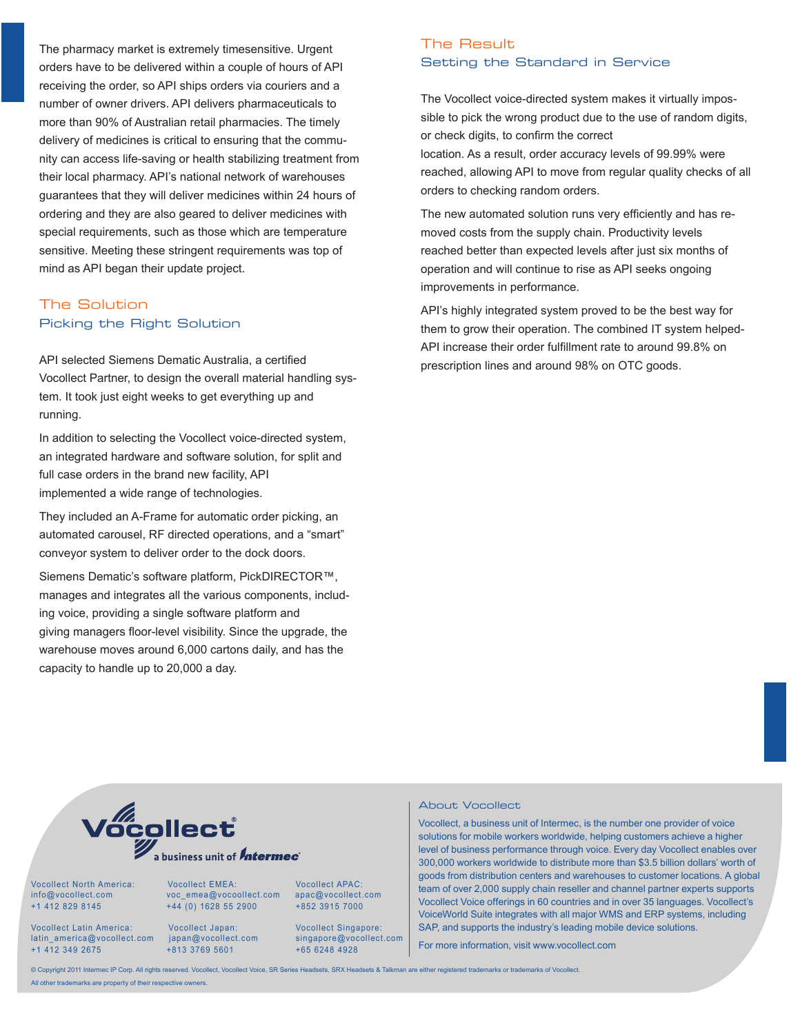The pharmacy market is extremely timesensitive. Urgent orders have to be delivered within a couple of hours of API receiving the order, so API ships orders via couriers and a number of owner drivers. API delivers pharmaceuticals to more than 90% of Australian retail pharmacies. The timely delivery of medicines is critical to ensuring that the community can access life-saving or health stabilizing treatment from their local pharmacy. API's national network of warehouses guarantees that they will deliver medicines within 24 hours of ordering and they are also geared to deliver medicines with special requirements, such as those which are temperature sensitive. Meeting these stringent requirements was top of mind as API began their update project.

## The Solution

### Picking the Right Solution

API selected Siemens Dematic Australia, a certified Vocollect Partner, to design the overall material handling system. It took just eight weeks to get everything up and running.

In addition to selecting the Vocollect voice-directed system, an integrated hardware and software solution, for split and full case orders in the brand new facility, API implemented a wide range of technologies.

They included an A-Frame for automatic order picking, an automated carousel, RF directed operations, and a "smart" conveyor system to deliver order to the dock doors.

Siemens Dematic's software platform, PickDIRECTOR™, manages and integrates all the various components, including voice, providing a single software platform and giving managers floor-level visibility. Since the upgrade, the warehouse moves around 6,000 cartons daily, and has the capacity to handle up to 20,000 a day.

## The Result

### Setting the Standard in Service

The Vocollect voice-directed system makes it virtually impossible to pick the wrong product due to the use of random digits, or check digits, to confirm the correct location. As a result, order accuracy levels of 99.99% were reached, allowing API to move from regular quality checks of all orders to checking random orders.

The new automated solution runs very efficiently and has removed costs from the supply chain. Productivity levels reached better than expected levels after just six months of operation and will continue to rise as API seeks ongoing improvements in performance.

API's highly integrated system proved to be the best way for them to grow their operation. The combined IT system helped-API increase their order fulfillment rate to around 99.8% on prescription lines and around 98% on OTC goods.

Vocollect® a business unit of Intermec

Vocollect North America:
info@vocollect.com
+1 412 829 8145

Vocollect EMEA:
voc_emea@vocoollect.com
+44 (0) 1628 55 2900

Vocollect APAC:
apac@vocollect.com
+852 3915 7000

Vocollect Latin America:
latin_america@vocollect.com
+1 412 349 2675

Vocollect Japan:
japan@vocollect.com
+813 3769 5601

Vocollect Singapore:
singapore@vocollect.com
+65 6248 4928

### About Vocollect

Vocollect, a business unit of Intermec, is the number one provider of voice solutions for mobile workers worldwide, helping customers achieve a higher level of business performance through voice. Every day Vocollect enables over 300,000 workers worldwide to distribute more than $3.5 billion dollars' worth of goods from distribution centers and warehouses to customer locations. A global team of over 2,000 supply chain reseller and channel partner experts supports Vocollect Voice offerings in 60 countries and in over 35 languages. Vocollect's VoiceWorld Suite integrates with all major WMS and ERP systems, including SAP, and supports the industry's leading mobile device solutions.

For more information, visit www.vocollect.com

© Copyright 2011 Intermec IP Corp. All rights reserved. Vocollect, Vocollect Voice, SR Series Headsets, SRX Headsets & Talkman are either registered trademarks or trademarks of Vocollect. All other trademarks are property of their respective owners.